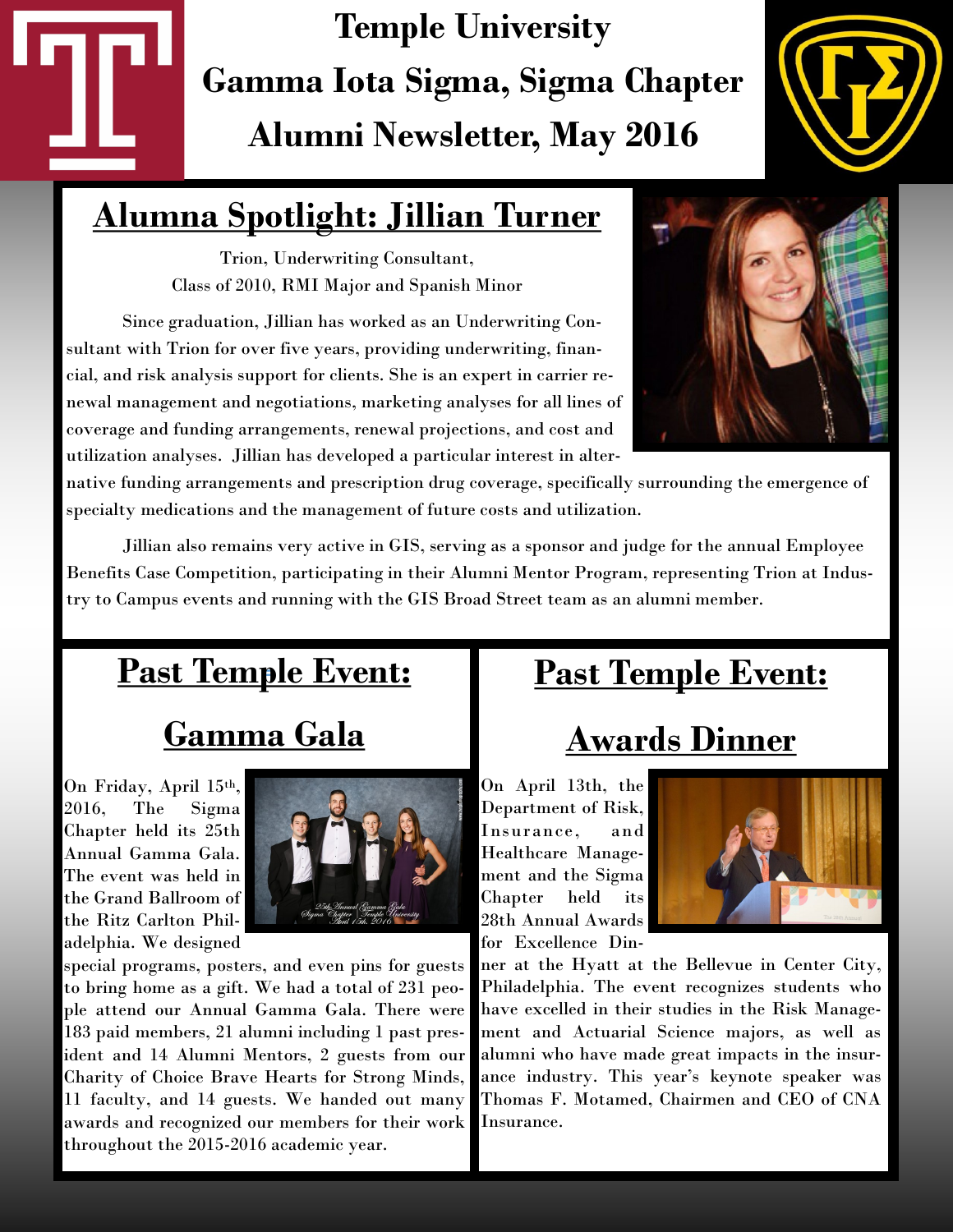# Temple University

# Gamma Iota Sigma, Sigma Chapter

# Alumni Newsletter, May 2016

## Alumna Spotlight: Jillian Turner

Trion, Underwriting Consultant,
Class of 2010, RMI Major and Spanish Minor

Since graduation, Jillian has worked as an Underwriting Consultant with Trion for over five years, providing underwriting, financial, and risk analysis support for clients. She is an expert in carrier renewal management and negotiations, marketing analyses for all lines of coverage and funding arrangements, renewal projections, and cost and utilization analyses. Jillian has developed a particular interest in alternative funding arrangements and prescription drug coverage, specifically surrounding the emergence of specialty medications and the management of future costs and utilization.

Jillian also remains very active in GIS, serving as a sponsor and judge for the annual Employee Benefits Case Competition, participating in their Alumni Mentor Program, representing Trion at Industry to Campus events and running with the GIS Broad Street team as an alumni member.

## Past Temple Event: Gamma Gala

On Friday, April 15th, 2016, The Sigma Chapter held its 25th Annual Gamma Gala. The event was held in the Grand Ballroom of the Ritz Carlton Philadelphia. We designed special programs, posters, and even pins for guests to bring home as a gift. We had a total of 231 people attend our Annual Gamma Gala. There were 183 paid members, 21 alumni including 1 past president and 14 Alumni Mentors, 2 guests from our Charity of Choice Brave Hearts for Strong Minds, 11 faculty, and 14 guests. We handed out many awards and recognized our members for their work throughout the 2015-2016 academic year.

## Past Temple Event: Awards Dinner

On April 13th, the Department of Risk, Insurance, and Healthcare Management and the Sigma Chapter held its 28th Annual Awards for Excellence Dinner at the Hyatt at the Bellevue in Center City, Philadelphia. The event recognizes students who have excelled in their studies in the Risk Management and Actuarial Science majors, as well as alumni who have made great impacts in the insurance industry. This year's keynote speaker was Thomas F. Motamed, Chairmen and CEO of CNA Insurance.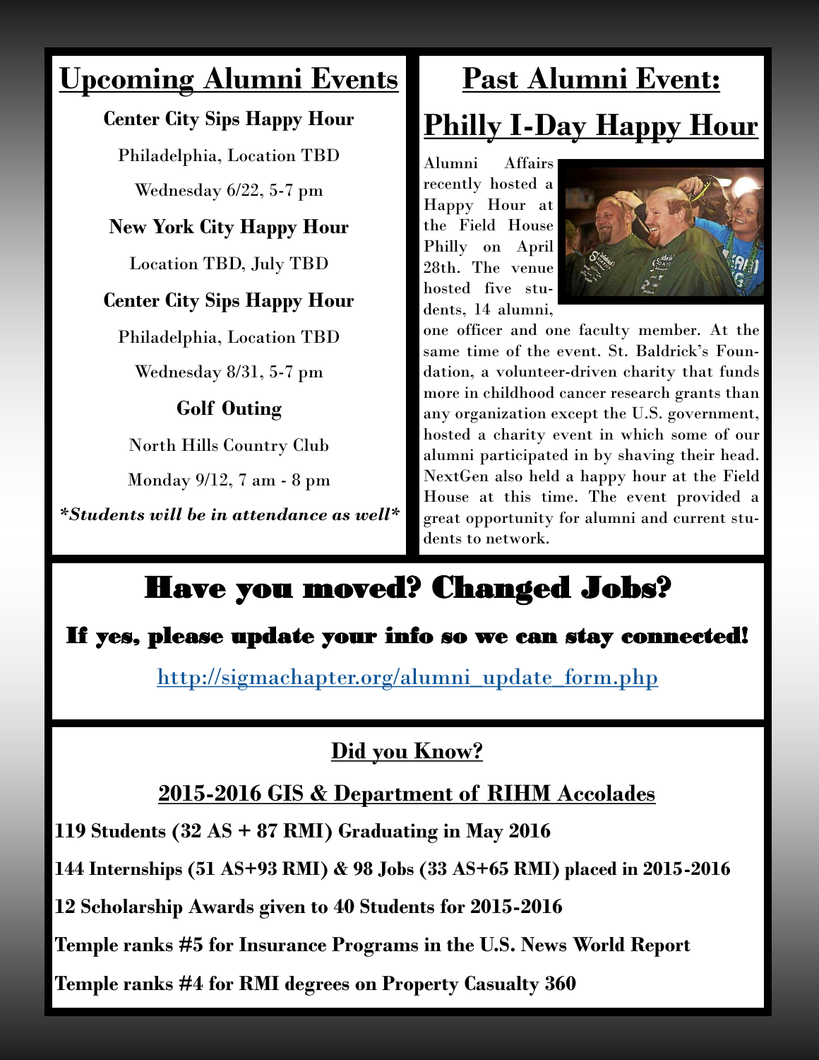## Upcoming Alumni Events

**Center City Sips Happy Hour**

Philadelphia, Location TBD

Wednesday 6/22, 5-7 pm

**New York City Happy Hour**

Location TBD, July TBD

**Center City Sips Happy Hour**

Philadelphia, Location TBD

Wednesday 8/31, 5-7 pm

**Golf Outing**

North Hills Country Club

Monday 9/12, 7 am - 8 pm

***Students will be in attendance as well***

## Past Alumni Event: Philly I-Day Happy Hour

Alumni Affairs recently hosted a Happy Hour at the Field House Philly on April 28th. The venue hosted five students, 14 alumni, one officer and one faculty member. At the same time of the event. St. Baldrick's Foundation, a volunteer-driven charity that funds more in childhood cancer research grants than any organization except the U.S. government, hosted a charity event in which some of our alumni participated in by shaving their head. NextGen also held a happy hour at the Field House at this time. The event provided a great opportunity for alumni and current students to network.

# Have you moved? Changed Jobs?

## If yes, please update your info so we can stay connected!

http://sigmachapter.org/alumni_update_form.php

### Did you Know?

### 2015-2016 GIS & Department of RIHM Accolades

**119 Students (32 AS + 87 RMI) Graduating in May 2016**

**144 Internships (51 AS+93 RMI) & 98 Jobs (33 AS+65 RMI) placed in 2015-2016**

**12 Scholarship Awards given to 40 Students for 2015-2016**

**Temple ranks #5 for Insurance Programs in the U.S. News World Report**

**Temple ranks #4 for RMI degrees on Property Casualty 360**